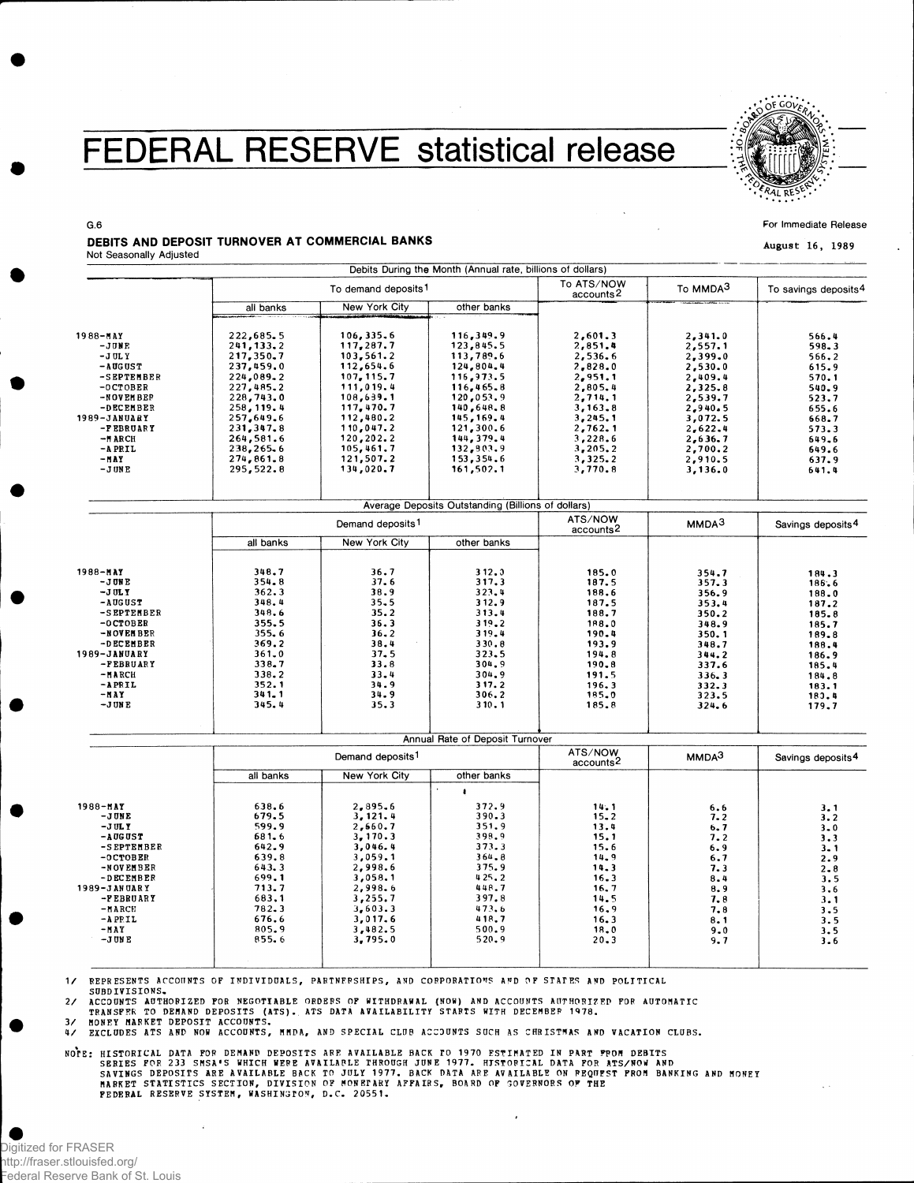# FEDERAL RESERVE statistical release

G.6

For Immediate Release

August 16, 1989

## DEBITS AND DEPOSIT TURNOVER AT COMMERCIAL BANKS

Not Seasonally Adjusted

| | Debits During the Month (Annual rate, billions of dollars) | | | | | |
|---|---|---|---|---|---|---|
| | To demand deposits[1] | | | To ATS/NOW accounts[2] | To MMDA[3] | To savings deposits[4] |
| | all banks | New York City | other banks | | | |
| 1988-MAY | 222,685.5 | 106,335.6 | 116,349.9 | 2,601.3 | 2,341.0 | 566.4 |
| -JUNE | 241,133.2 | 117,287.7 | 123,845.5 | 2,851.4 | 2,557.1 | 598.3 |
| -JULY | 217,350.7 | 103,561.2 | 113,789.6 | 2,536.6 | 2,399.0 | 566.2 |
| -AUGUST | 237,459.0 | 112,654.6 | 124,804.4 | 2,828.0 | 2,530.0 | 615.9 |
| -SEPTEMBER | 224,089.2 | 107,115.7 | 116,973.5 | 2,951.1 | 2,409.4 | 570.1 |
| -OCTOBER | 227,485.2 | 111,019.4 | 116,465.8 | 2,805.4 | 2,325.8 | 540.9 |
| -NOVEMBER | 228,743.0 | 108,689.1 | 120,053.9 | 2,714.1 | 2,539.7 | 523.7 |
| -DECEMBER | 258,119.4 | 117,470.7 | 140,648.8 | 3,163.8 | 2,940.5 | 655.6 |
| 1989-JANUARY | 257,649.6 | 112,480.2 | 145,169.4 | 3,245.1 | 3,072.5 | 668.7 |
| -FEBRUARY | 231,347.8 | 110,047.2 | 121,300.6 | 2,762.1 | 2,622.4 | 573.3 |
| -MARCH | 264,581.6 | 120,202.2 | 144,379.4 | 3,228.6 | 2,636.7 | 649.6 |
| -APRIL | 238,265.6 | 105,461.7 | 132,803.9 | 3,205.2 | 2,700.2 | 649.6 |
| -MAY | 274,861.8 | 121,507.2 | 153,354.6 | 3,325.2 | 2,910.5 | 637.9 |
| -JUNE | 295,522.8 | 134,020.7 | 161,502.1 | 3,770.8 | 3,136.0 | 641.4 |

| | Average Deposits Outstanding (Billions of dollars) | | | | | |
|---|---|---|---|---|---|---|
| | Demand deposits[1] | | | ATS/NOW accounts[2] | MMDA[3] | Savings deposits[4] |
| | all banks | New York City | other banks | | | |
| 1988-MAY | 348.7 | 36.7 | 312.0 | 185.0 | 354.7 | 184.3 |
| -JUNE | 354.8 | 37.6 | 317.3 | 187.5 | 357.3 | 186.6 |
| -JULY | 362.3 | 38.9 | 323.4 | 188.6 | 356.9 | 188.0 |
| -AUGUST | 348.4 | 35.5 | 312.9 | 187.5 | 353.4 | 187.2 |
| -SEPTEMBER | 348.6 | 35.2 | 313.4 | 188.7 | 350.2 | 185.8 |
| -OCTOBER | 355.5 | 36.3 | 319.2 | 188.0 | 348.9 | 185.7 |
| -NOVEMBER | 355.6 | 36.2 | 319.4 | 190.4 | 350.1 | 189.8 |
| -DECEMBER | 369.2 | 38.4 | 330.8 | 193.9 | 348.7 | 188.4 |
| 1989-JANUARY | 361.0 | 37.5 | 323.5 | 194.8 | 344.2 | 186.9 |
| -FEBRUARY | 338.7 | 33.8 | 304.9 | 190.8 | 337.6 | 185.4 |
| -MARCH | 338.2 | 33.4 | 304.9 | 191.5 | 336.3 | 184.8 |
| -APRIL | 352.1 | 34.9 | 317.2 | 196.3 | 332.3 | 183.1 |
| -MAY | 341.1 | 34.9 | 306.2 | 185.0 | 323.5 | 183.4 |
| -JUNE | 345.4 | 35.3 | 310.1 | 185.8 | 324.6 | 179.7 |

| | Annual Rate of Deposit Turnover | | | | | |
|---|---|---|---|---|---|---|
| | Demand deposits[1] | | | ATS/NOW accounts[2] | MMDA[3] | Savings deposits[4] |
| | all banks | New York City | other banks | | | |
| 1988-MAY | 638.6 | 2,895.6 | 372.9 | 14.1 | 6.6 | 3.1 |
| -JUNE | 679.5 | 3,121.4 | 390.3 | 15.2 | 7.2 | 3.2 |
| -JULY | 599.9 | 2,660.7 | 351.9 | 13.4 | 6.7 | 3.0 |
| -AUGUST | 681.6 | 3,170.3 | 398.9 | 15.1 | 7.2 | 3.3 |
| -SEPTEMBER | 642.9 | 3,046.4 | 373.3 | 15.6 | 6.9 | 3.1 |
| -OCTOBER | 639.8 | 3,059.1 | 364.8 | 14.9 | 6.7 | 2.9 |
| -NOVEMBER | 643.3 | 2,998.6 | 375.9 | 14.3 | 7.3 | 2.8 |
| -DECEMBER | 699.1 | 3,058.1 | 425.2 | 16.3 | 8.4 | 3.5 |
| 1989-JANUARY | 713.7 | 2,998.6 | 448.7 | 16.7 | 8.9 | 3.6 |
| -FEBRUARY | 683.1 | 3,255.7 | 397.8 | 14.5 | 7.8 | 3.1 |
| -MARCH | 782.3 | 3,603.3 | 473.6 | 16.9 | 7.8 | 3.5 |
| -APRIL | 676.6 | 3,017.6 | 418.7 | 16.3 | 8.1 | 3.5 |
| -MAY | 805.9 | 3,482.5 | 500.9 | 18.0 | 9.0 | 3.5 |
| -JUNE | 855.6 | 3,795.0 | 520.9 | 20.3 | 9.7 | 3.6 |

1/ REPRESENTS ACCOUNTS OF INDIVIDUALS, PARTNERSHIPS, AND CORPORATIONS AND OF STATES AND POLITICAL SUBDIVISIONS.
2/ ACCOUNTS AUTHORIZED FOR NEGOTIABLE ORDERS OF WITHDRAWAL (NOW) AND ACCOUNTS AUTHORIZED FOR AUTOMATIC TRANSFER TO DEMAND DEPOSITS (ATS). ATS DATA AVAILABILITY STARTS WITH DECEMBER 1978.
3/ MONEY MARKET DEPOSIT ACCOUNTS.
4/ EXCLUDES ATS AND NOW ACCOUNTS, MMDA, AND SPECIAL CLUB ACCOUNTS SUCH AS CHRISTMAS AND VACATION CLUBS.

NOTE: HISTORICAL DATA FOR DEMAND DEPOSITS ARE AVAILABLE BACK TO 1970 ESTIMATED IN PART FROM DEBITS SERIES FOR 233 SMSA'S WHICH WERE AVAILABLE THROUGH JUNE 1977. HISTORICAL DATA FOR ATS/NOW AND SAVINGS DEPOSITS ARE AVAILABLE BACK TO JULY 1977. BACK DATA ARE AVAILABLE ON REQUEST FROM BANKING AND MONEY MARKET STATISTICS SECTION, DIVISION OF MONETARY AFFAIRS, BOARD OF GOVERNORS OF THE FEDERAL RESERVE SYSTEM, WASHINGTON, D.C. 20551.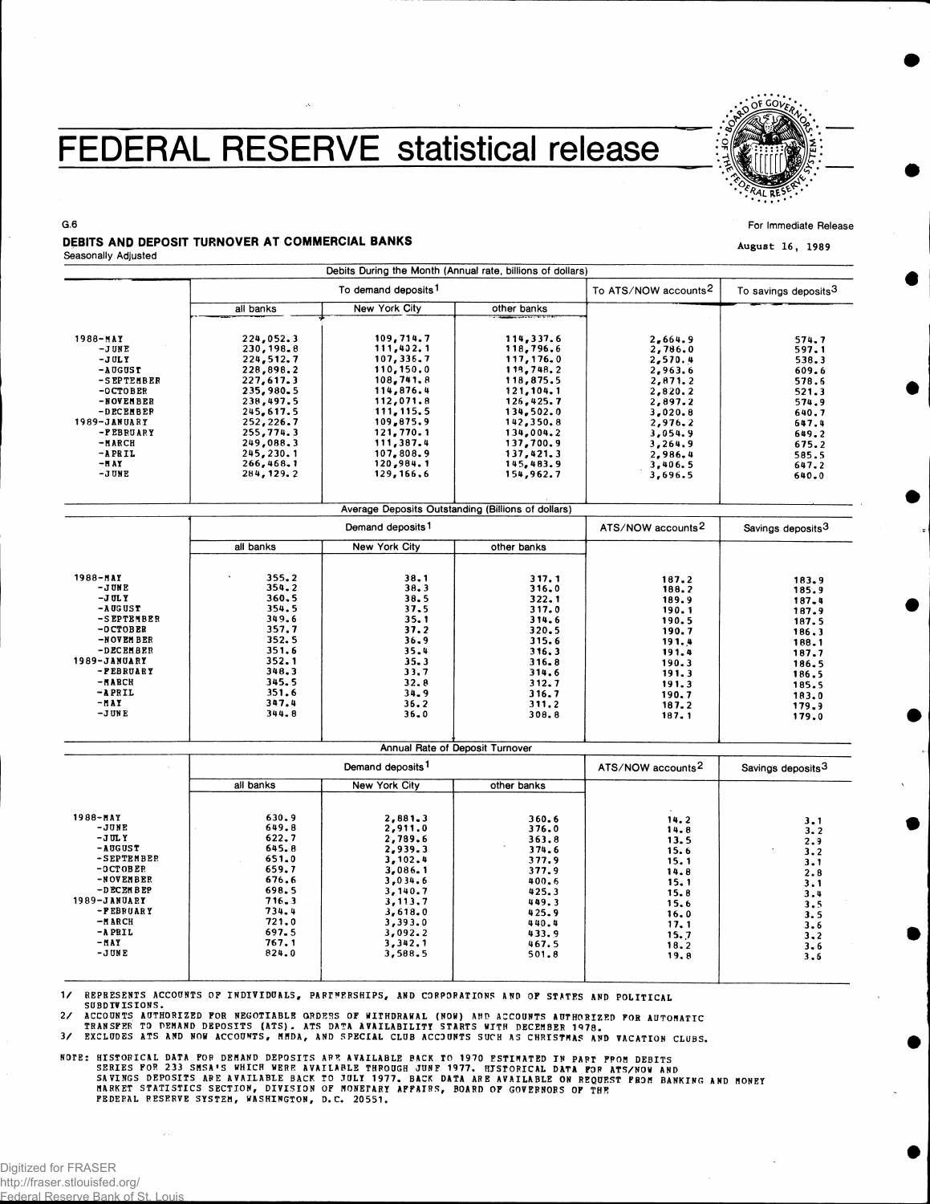# FEDERAL RESERVE statistical release

G.6

For Immediate Release

**DEBITS AND DEPOSIT TURNOVER AT COMMERCIAL BANKS**

Seasonally Adjusted

August 16, 1989

| | Debits During the Month (Annual rate, billions of dollars) | | | | |
|---|---|---|---|---|---|
| | To demand deposits[1] | | | To ATS/NOW accounts[2] | To savings deposits[3] |
| | all banks | New York City | other banks | | |
| 1988-MAY | 224,052.3 | 109,714.7 | 114,337.6 | 2,664.9 | 574.7 |
| -JUNE | 230,198.8 | 111,402.1 | 118,796.6 | 2,786.0 | 597.1 |
| -JULY | 224,512.7 | 107,336.7 | 117,176.0 | 2,570.4 | 538.3 |
| -AUGUST | 228,898.2 | 110,150.0 | 118,748.2 | 2,963.6 | 609.6 |
| -SEPTEMBER | 227,617.3 | 108,741.8 | 118,875.5 | 2,871.2 | 578.6 |
| -OCTOBER | 235,980.5 | 114,876.4 | 121,104.1 | 2,820.2 | 521.3 |
| -NOVEMBER | 238,497.5 | 112,071.8 | 126,425.7 | 2,897.2 | 574.9 |
| -DECEMBER | 245,617.5 | 111,115.5 | 134,502.0 | 3,020.8 | 640.7 |
| 1989-JANUARY | 252,226.7 | 109,875.9 | 142,350.8 | 2,976.2 | 647.4 |
| -FEBRUARY | 255,774.3 | 121,770.1 | 134,004.2 | 3,054.9 | 649.2 |
| -MARCH | 249,088.3 | 111,387.4 | 137,700.9 | 3,264.9 | 675.2 |
| -APRIL | 245,230.1 | 107,808.9 | 137,421.3 | 2,986.4 | 585.5 |
| -MAY | 266,468.1 | 120,984.1 | 145,483.9 | 3,406.5 | 647.2 |
| -JUNE | 284,129.2 | 129,166.6 | 154,962.7 | 3,696.5 | 640.0 |

| | Average Deposits Outstanding (Billions of dollars) | | | | |
|---|---|---|---|---|---|
| | Demand deposits[1] | | | ATS/NOW accounts[2] | Savings deposits[3] |
| | all banks | New York City | other banks | | |
| 1988-MAY | 355.2 | 38.1 | 317.1 | 187.2 | 183.9 |
| -JUNE | 354.2 | 38.3 | 316.0 | 188.2 | 185.9 |
| -JULY | 360.5 | 38.5 | 322.1 | 189.9 | 187.4 |
| -AUGUST | 354.5 | 37.5 | 317.0 | 190.1 | 187.9 |
| -SEPTEMBER | 349.6 | 35.1 | 314.6 | 190.5 | 187.5 |
| -OCTOBER | 357.7 | 37.2 | 320.5 | 190.7 | 186.3 |
| -NOVEMBER | 352.5 | 36.9 | 315.6 | 191.4 | 188.1 |
| -DECEMBER | 351.6 | 35.4 | 316.3 | 191.4 | 187.7 |
| 1989-JANUARY | 352.1 | 35.3 | 316.8 | 190.3 | 186.5 |
| -FEBRUARY | 348.3 | 33.7 | 314.6 | 191.3 | 186.5 |
| -MARCH | 345.5 | 32.8 | 312.7 | 191.3 | 185.5 |
| -APRIL | 351.6 | 34.9 | 316.7 | 190.7 | 183.0 |
| -MAY | 347.4 | 36.2 | 311.2 | 187.2 | 179.9 |
| -JUNE | 344.8 | 36.0 | 308.8 | 187.1 | 179.0 |

| | Annual Rate of Deposit Turnover | | | | |
|---|---|---|---|---|---|
| | Demand deposits[1] | | | ATS/NOW accounts[2] | Savings deposits[3] |
| | all banks | New York City | other banks | | |
| 1988-MAY | 630.9 | 2,881.3 | 360.6 | 14.2 | 3.1 |
| -JUNE | 649.8 | 2,911.0 | 376.0 | 14.8 | 3.2 |
| -JULY | 622.7 | 2,789.6 | 363.8 | 13.5 | 2.9 |
| -AUGUST | 645.8 | 2,939.3 | 374.6 | 15.6 | 3.2 |
| -SEPTEMBER | 651.0 | 3,102.4 | 377.9 | 15.1 | 3.1 |
| -OCTOBER | 659.7 | 3,086.1 | 377.9 | 14.8 | 2.8 |
| -NOVEMBER | 676.6 | 3,034.6 | 400.6 | 15.1 | 3.1 |
| -DECEMBER | 698.5 | 3,140.7 | 425.3 | 15.8 | 3.4 |
| 1989-JANUARY | 716.3 | 3,113.7 | 449.3 | 15.6 | 3.5 |
| -FEBRUARY | 734.4 | 3,618.0 | 425.9 | 16.0 | 3.5 |
| -MARCH | 721.0 | 3,393.0 | 440.4 | 17.1 | 3.6 |
| -APRIL | 697.5 | 3,092.2 | 433.9 | 15.7 | 3.2 |
| -MAY | 767.1 | 3,342.1 | 467.5 | 18.2 | 3.6 |
| -JUNE | 824.0 | 3,588.5 | 501.8 | 19.8 | 3.6 |

1/ REPRESENTS ACCOUNTS OF INDIVIDUALS, PARTNERSHIPS, AND CORPORATIONS AND OF STATES AND POLITICAL SUBDIVISIONS.
2/ ACCOUNTS AUTHORIZED FOR NEGOTIABLE ORDERS OF WITHDRAWAL (NOW) AND ACCOUNTS AUTHORIZED FOR AUTOMATIC TRANSFER TO DEMAND DEPOSITS (ATS). ATS DATA AVAILABILITY STARTS WITH DECEMBER 1978.
3/ EXCLUDES ATS AND NOW ACCOUNTS, MMDA, AND SPECIAL CLUB ACCOUNTS SUCH AS CHRISTMAS AND VACATION CLUBS.

NOTE: HISTORICAL DATA FOR DEMAND DEPOSITS ARE AVAILABLE BACK TO 1970 ESTIMATED IN PART FROM DEBITS SERIES FOR 233 SMSA'S WHICH WERE AVAILABLE THROUGH JUNE 1977. HISTORICAL DATA FOR ATS/NOW AND SAVINGS DEPOSITS ARE AVAILABLE BACK TO JULY 1977. BACK DATA ARE AVAILABLE ON REQUEST FROM BANKING AND MONEY MARKET STATISTICS SECTION, DIVISION OF MONETARY AFFAIRS, BOARD OF GOVERNORS OF THE FEDERAL RESERVE SYSTEM, WASHINGTON, D.C. 20551.